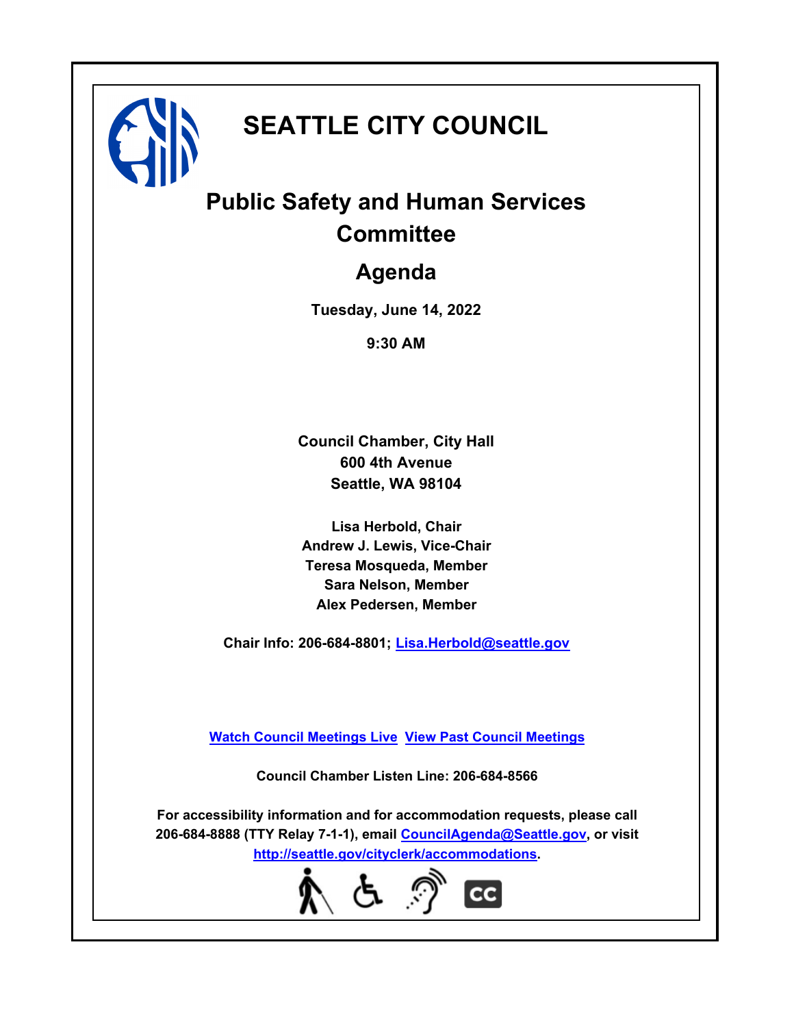# SEATTLE CITY COUNCIL

## Public Safety and Human Services Committee

## Agenda

**Tuesday, June 14, 2022**

**9:30 AM**

**Council Chamber, City Hall**
**600 4th Avenue**
**Seattle, WA 98104**

**Lisa Herbold, Chair**
**Andrew J. Lewis, Vice-Chair**
**Teresa Mosqueda, Member**
**Sara Nelson, Member**
**Alex Pedersen, Member**

**Chair Info: 206-684-8801; Lisa.Herbold@seattle.gov**

**Watch Council Meetings Live  View Past Council Meetings**

**Council Chamber Listen Line: 206-684-8566**

**For accessibility information and for accommodation requests, please call 206-684-8888 (TTY Relay 7-1-1), email CouncilAgenda@Seattle.gov, or visit http://seattle.gov/cityclerk/accommodations.**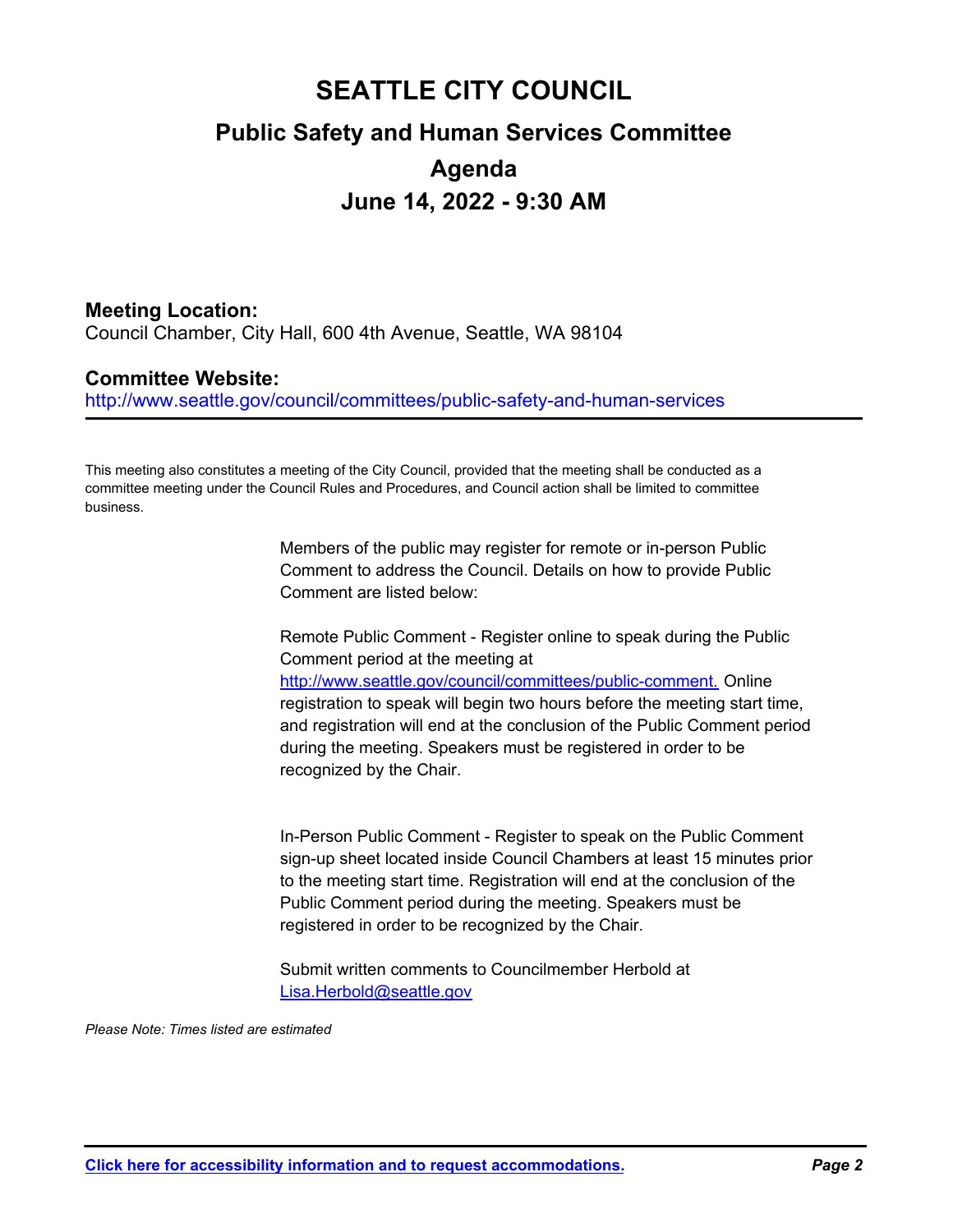# SEATTLE CITY COUNCIL

## Public Safety and Human Services Committee

## Agenda

## June 14, 2022 - 9:30 AM

### Meeting Location:

Council Chamber, City Hall, 600 4th Avenue, Seattle, WA 98104

### Committee Website:

http://www.seattle.gov/council/committees/public-safety-and-human-services

---

This meeting also constitutes a meeting of the City Council, provided that the meeting shall be conducted as a committee meeting under the Council Rules and Procedures, and Council action shall be limited to committee business.

Members of the public may register for remote or in-person Public Comment to address the Council. Details on how to provide Public Comment are listed below:

Remote Public Comment - Register online to speak during the Public Comment period at the meeting at http://www.seattle.gov/council/committees/public-comment. Online registration to speak will begin two hours before the meeting start time, and registration will end at the conclusion of the Public Comment period during the meeting. Speakers must be registered in order to be recognized by the Chair.

In-Person Public Comment - Register to speak on the Public Comment sign-up sheet located inside Council Chambers at least 15 minutes prior to the meeting start time. Registration will end at the conclusion of the Public Comment period during the meeting. Speakers must be registered in order to be recognized by the Chair.

Submit written comments to Councilmember Herbold at Lisa.Herbold@seattle.gov

*Please Note: Times listed are estimated*

**Click here for accessibility information and to request accommodations.**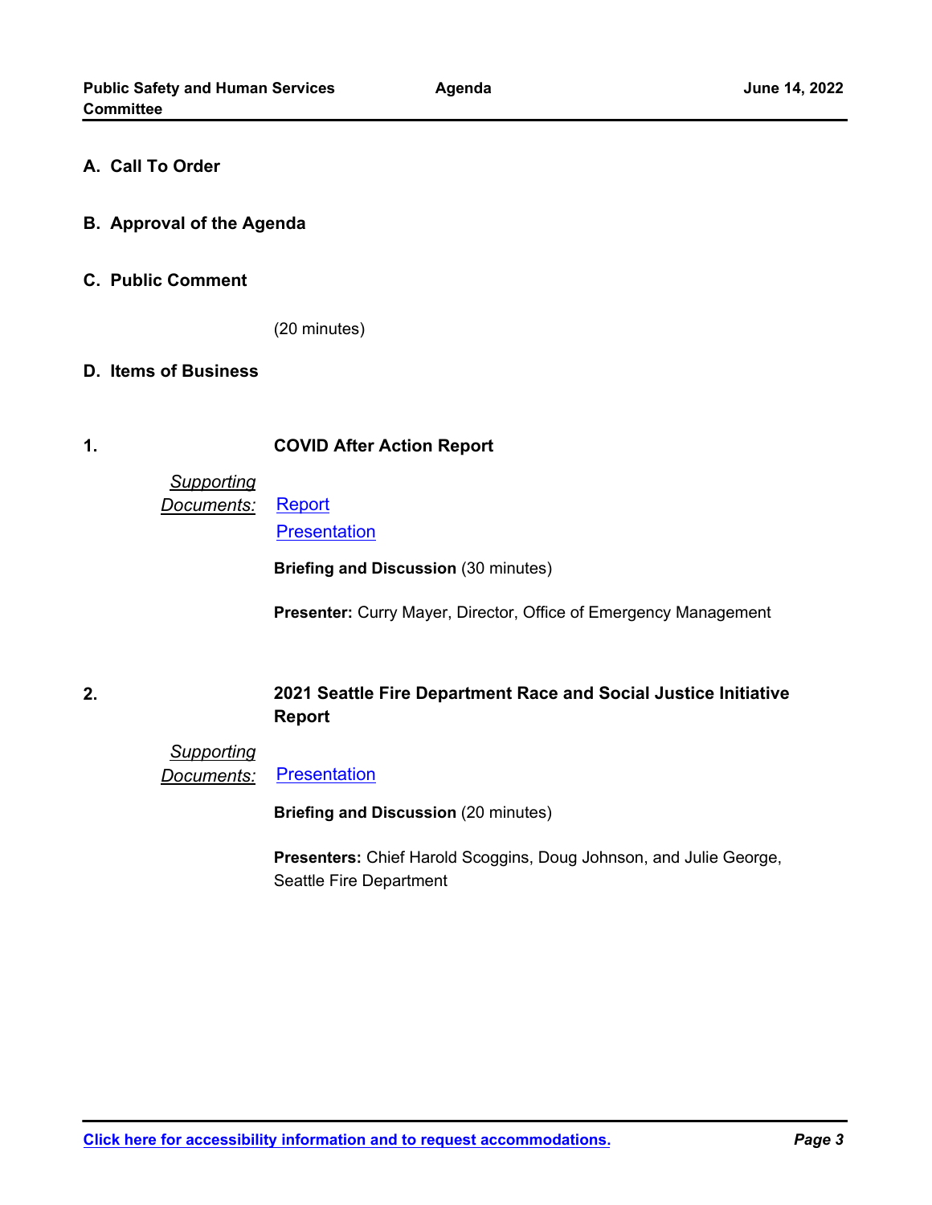## A. Call To Order

## B. Approval of the Agenda

## C. Public Comment

(20 minutes)

## D. Items of Business

### 1. COVID After Action Report

*Supporting Documents:* Report
Presentation

**Briefing and Discussion** (30 minutes)

**Presenter:** Curry Mayer, Director, Office of Emergency Management

### 2. 2021 Seattle Fire Department Race and Social Justice Initiative Report

*Supporting Documents:* Presentation

**Briefing and Discussion** (20 minutes)

**Presenters:** Chief Harold Scoggins, Doug Johnson, and Julie George, Seattle Fire Department

**Click here for accessibility information and to request accommodations.**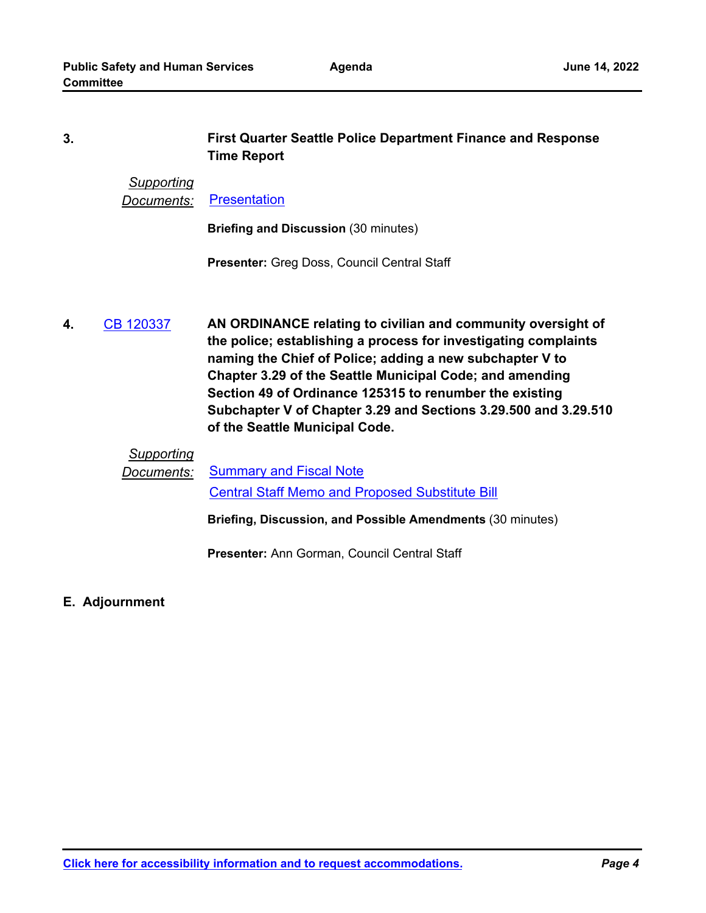**3.** **First Quarter Seattle Police Department Finance and Response Time Report**

*Supporting Documents:* Presentation

**Briefing and Discussion** (30 minutes)

**Presenter:** Greg Doss, Council Central Staff

**4.** CB 120337 **AN ORDINANCE relating to civilian and community oversight of the police; establishing a process for investigating complaints naming the Chief of Police; adding a new subchapter V to Chapter 3.29 of the Seattle Municipal Code; and amending Section 49 of Ordinance 125315 to renumber the existing Subchapter V of Chapter 3.29 and Sections 3.29.500 and 3.29.510 of the Seattle Municipal Code.**

*Supporting Documents:* Summary and Fiscal Note
Central Staff Memo and Proposed Substitute Bill

**Briefing, Discussion, and Possible Amendments** (30 minutes)

**Presenter:** Ann Gorman, Council Central Staff

**E. Adjournment**